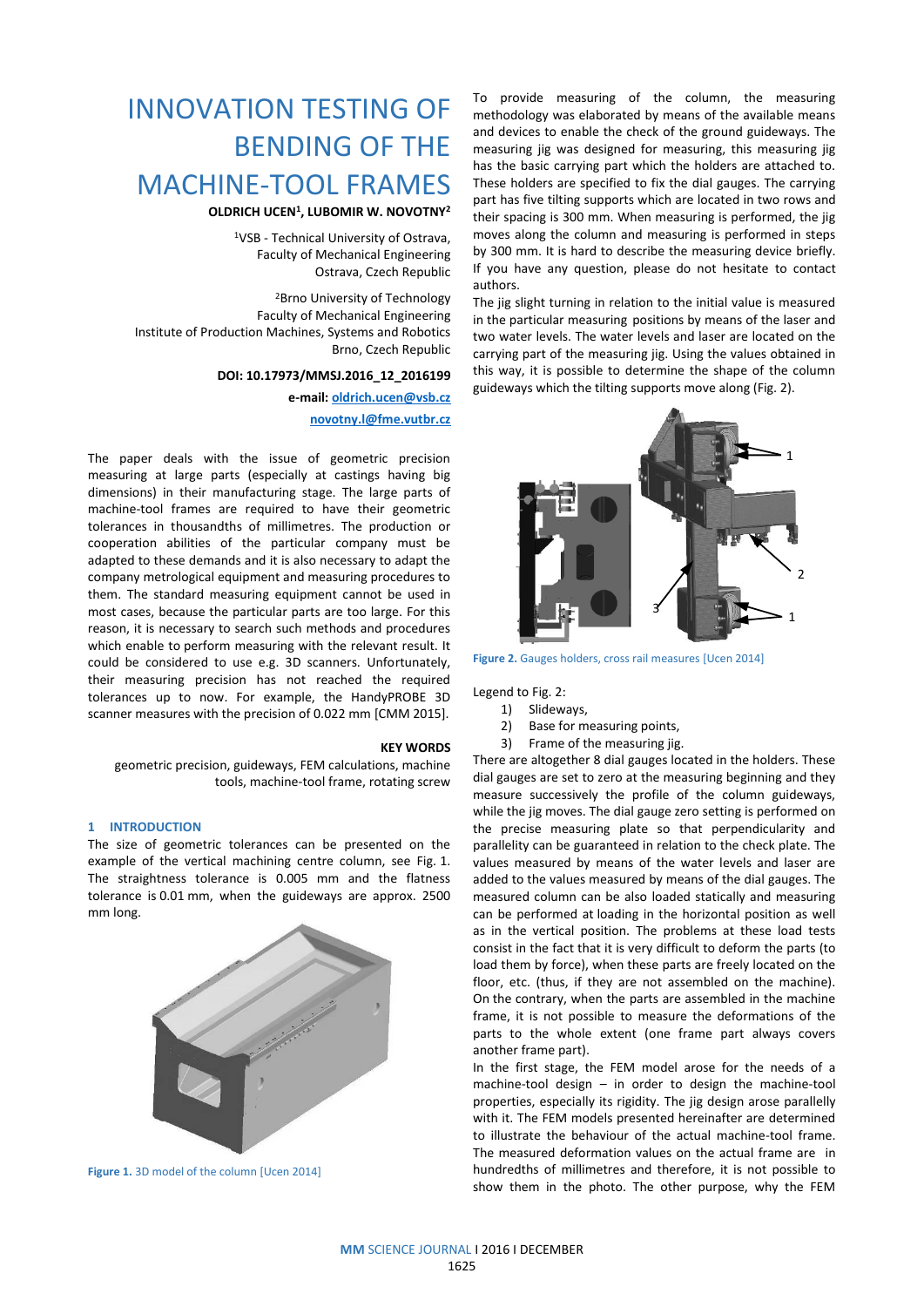# INNOVATION TESTING OF BENDING OF THE MACHINE-TOOL FRAMES

**OLDRICH UCEN[1], LUBOMIR W. NOVOTNY[2]**

[1]VSB - Technical University of Ostrava,
Faculty of Mechanical Engineering
Ostrava, Czech Republic

[2]Brno University of Technology
Faculty of Mechanical Engineering
Institute of Production Machines, Systems and Robotics
Brno, Czech Republic

**DOI: 10.17973/MMSJ.2016_12_2016199**

**e-mail: oldrich.ucen@vsb.cz**

**novotny.l@fme.vutbr.cz**

The paper deals with the issue of geometric precision measuring at large parts (especially at castings having big dimensions) in their manufacturing stage. The large parts of machine-tool frames are required to have their geometric tolerances in thousandths of millimetres. The production or cooperation abilities of the particular company must be adapted to these demands and it is also necessary to adapt the company metrological equipment and measuring procedures to them. The standard measuring equipment cannot be used in most cases, because the particular parts are too large. For this reason, it is necessary to search such methods and procedures which enable to perform measuring with the relevant result. It could be considered to use e.g. 3D scanners. Unfortunately, their measuring precision has not reached the required tolerances up to now. For example, the HandyPROBE 3D scanner measures with the precision of 0.022 mm [CMM 2015].

**KEY WORDS**

geometric precision, guideways, FEM calculations, machine tools, machine-tool frame, rotating screw

## 1 INTRODUCTION

The size of geometric tolerances can be presented on the example of the vertical machining centre column, see Fig. 1. The straightness tolerance is 0.005 mm and the flatness tolerance is 0.01 mm, when the guideways are approx. 2500 mm long.

**Figure 1.** 3D model of the column [Ucen 2014]

To provide measuring of the column, the measuring methodology was elaborated by means of the available means and devices to enable the check of the ground guideways. The measuring jig was designed for measuring, this measuring jig has the basic carrying part which the holders are attached to. These holders are specified to fix the dial gauges. The carrying part has five tilting supports which are located in two rows and their spacing is 300 mm. When measuring is performed, the jig moves along the column and measuring is performed in steps by 300 mm. It is hard to describe the measuring device briefly. If you have any question, please do not hesitate to contact authors.

The jig slight turning in relation to the initial value is measured in the particular measuring positions by means of the laser and two water levels. The water levels and laser are located on the carrying part of the measuring jig. Using the values obtained in this way, it is possible to determine the shape of the column guideways which the tilting supports move along (Fig. 2).

**Figure 2.** Gauges holders, cross rail measures [Ucen 2014]

Legend to Fig. 2:

1) Slideways,
2) Base for measuring points,
3) Frame of the measuring jig.

There are altogether 8 dial gauges located in the holders. These dial gauges are set to zero at the measuring beginning and they measure successively the profile of the column guideways, while the jig moves. The dial gauge zero setting is performed on the precise measuring plate so that perpendicularity and parallelity can be guaranteed in relation to the check plate. The values measured by means of the water levels and laser are added to the values measured by means of the dial gauges. The measured column can be also loaded statically and measuring can be performed at loading in the horizontal position as well as in the vertical position. The problems at these load tests consist in the fact that it is very difficult to deform the parts (to load them by force), when these parts are freely located on the floor, etc. (thus, if they are not assembled on the machine). On the contrary, when the parts are assembled in the machine frame, it is not possible to measure the deformations of the parts to the whole extent (one frame part always covers another frame part).

In the first stage, the FEM model arose for the needs of a machine-tool design – in order to design the machine-tool properties, especially its rigidity. The jig design arose parallelly with it. The FEM models presented hereinafter are determined to illustrate the behaviour of the actual machine-tool frame. The measured deformation values on the actual frame are in hundredths of millimetres and therefore, it is not possible to show them in the photo. The other purpose, why the FEM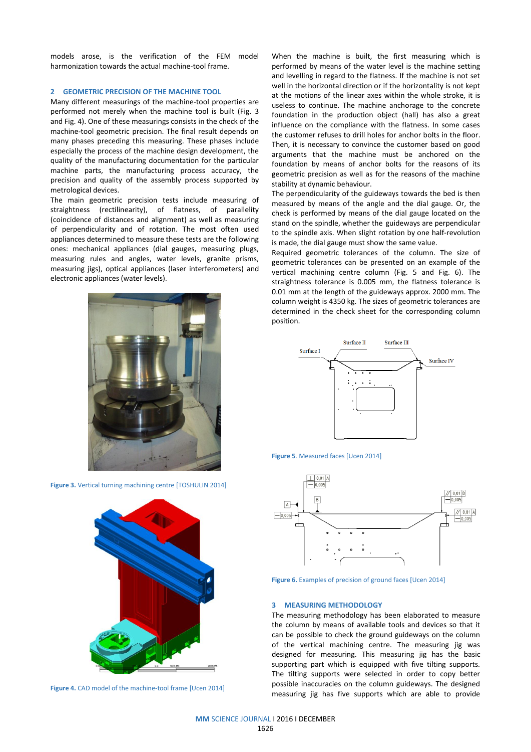models arose, is the verification of the FEM model harmonization towards the actual machine-tool frame.

## 2 GEOMETRIC PRECISION OF THE MACHINE TOOL

Many different measurings of the machine-tool properties are performed not merely when the machine tool is built (Fig. 3 and Fig. 4). One of these measurings consists in the check of the machine-tool geometric precision. The final result depends on many phases preceding this measuring. These phases include especially the process of the machine design development, the quality of the manufacturing documentation for the particular machine parts, the manufacturing process accuracy, the precision and quality of the assembly process supported by metrological devices.

The main geometric precision tests include measuring of straightness (rectilinearity), of flatness, of parallelity (coincidence of distances and alignment) as well as measuring of perpendicularity and of rotation. The most often used appliances determined to measure these tests are the following ones: mechanical appliances (dial gauges, measuring plugs, measuring rules and angles, water levels, granite prisms, measuring jigs), optical appliances (laser interferometers) and electronic appliances (water levels).

Figure 3. Vertical turning machining centre [TOSHULIN 2014]

Figure 4. CAD model of the machine-tool frame [Ucen 2014]

When the machine is built, the first measuring which is performed by means of the water level is the machine setting and levelling in regard to the flatness. If the machine is not set well in the horizontal direction or if the horizontality is not kept at the motions of the linear axes within the whole stroke, it is useless to continue. The machine anchorage to the concrete foundation in the production object (hall) has also a great influence on the compliance with the flatness. In some cases the customer refuses to drill holes for anchor bolts in the floor. Then, it is necessary to convince the customer based on good arguments that the machine must be anchored on the foundation by means of anchor bolts for the reasons of its geometric precision as well as for the reasons of the machine stability at dynamic behaviour.

The perpendicularity of the guideways towards the bed is then measured by means of the angle and the dial gauge. Or, the check is performed by means of the dial gauge located on the stand on the spindle, whether the guideways are perpendicular to the spindle axis. When slight rotation by one half-revolution is made, the dial gauge must show the same value.

Required geometric tolerances of the column. The size of geometric tolerances can be presented on an example of the vertical machining centre column (Fig. 5 and Fig. 6). The straightness tolerance is 0.005 mm, the flatness tolerance is 0.01 mm at the length of the guideways approx. 2000 mm. The column weight is 4350 kg. The sizes of geometric tolerances are determined in the check sheet for the corresponding column position.

Figure 5. Measured faces [Ucen 2014]

Figure 6. Examples of precision of ground faces [Ucen 2014]

## 3 MEASURING METHODOLOGY

The measuring methodology has been elaborated to measure the column by means of available tools and devices so that it can be possible to check the ground guideways on the column of the vertical machining centre. The measuring jig was designed for measuring. This measuring jig has the basic supporting part which is equipped with five tilting supports. The tilting supports were selected in order to copy better possible inaccuracies on the column guideways. The designed measuring jig has five supports which are able to provide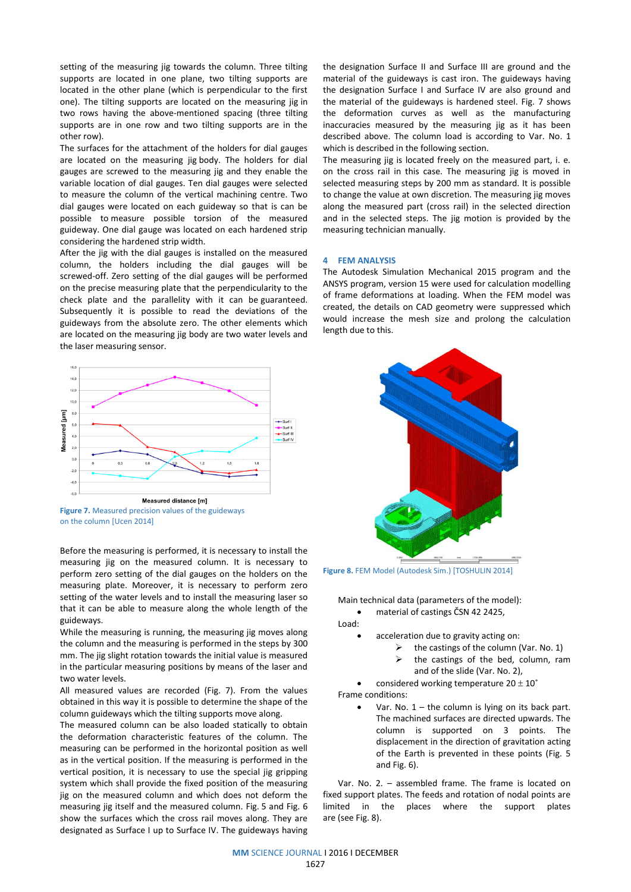setting of the measuring jig towards the column. Three tilting supports are located in one plane, two tilting supports are located in the other plane (which is perpendicular to the first one). The tilting supports are located on the measuring jig in two rows having the above-mentioned spacing (three tilting supports are in one row and two tilting supports are in the other row).

The surfaces for the attachment of the holders for dial gauges are located on the measuring jig body. The holders for dial gauges are screwed to the measuring jig and they enable the variable location of dial gauges. Ten dial gauges were selected to measure the column of the vertical machining centre. Two dial gauges were located on each guideway so that is can be possible to measure possible torsion of the measured guideway. One dial gauge was located on each hardened strip considering the hardened strip width.

After the jig with the dial gauges is installed on the measured column, the holders including the dial gauges will be screwed-off. Zero setting of the dial gauges will be performed on the precise measuring plate that the perpendicularity to the check plate and the parallelity with it can be guaranteed. Subsequently it is possible to read the deviations of the guideways from the absolute zero. The other elements which are located on the measuring jig body are two water levels and the laser measuring sensor.

Figure 7. Measured precision values of the guideways on the column [Ucen 2014]

Before the measuring is performed, it is necessary to install the measuring jig on the measured column. It is necessary to perform zero setting of the dial gauges on the holders on the measuring plate. Moreover, it is necessary to perform zero setting of the water levels and to install the measuring laser so that it can be able to measure along the whole length of the guideways.

While the measuring is running, the measuring jig moves along the column and the measuring is performed in the steps by 300 mm. The jig slight rotation towards the initial value is measured in the particular measuring positions by means of the laser and two water levels.

All measured values are recorded (Fig. 7). From the values obtained in this way it is possible to determine the shape of the column guideways which the tilting supports move along.

The measured column can be also loaded statically to obtain the deformation characteristic features of the column. The measuring can be performed in the horizontal position as well as in the vertical position. If the measuring is performed in the vertical position, it is necessary to use the special jig gripping system which shall provide the fixed position of the measuring jig on the measured column and which does not deform the measuring jig itself and the measured column. Fig. 5 and Fig. 6 show the surfaces which the cross rail moves along. They are designated as Surface I up to Surface IV. The guideways having the designation Surface II and Surface III are ground and the material of the guideways is cast iron. The guideways having the designation Surface I and Surface IV are also ground and the material of the guideways is hardened steel. Fig. 7 shows the deformation curves as well as the manufacturing inaccuracies measured by the measuring jig as it has been described above. The column load is according to Var. No. 1 which is described in the following section.

The measuring jig is located freely on the measured part, i. e. on the cross rail in this case. The measuring jig is moved in selected measuring steps by 200 mm as standard. It is possible to change the value at own discretion. The measuring jig moves along the measured part (cross rail) in the selected direction and in the selected steps. The jig motion is provided by the measuring technician manually.

## 4 FEM ANALYSIS

The Autodesk Simulation Mechanical 2015 program and the ANSYS program, version 15 were used for calculation modelling of frame deformations at loading. When the FEM model was created, the details on CAD geometry were suppressed which would increase the mesh size and prolong the calculation length due to this.

Figure 8. FEM Model (Autodesk Sim.) [TOSHULIN 2014]

Main technical data (parameters of the model):

- material of castings ČSN 42 2425,

Load:

- acceleration due to gravity acting on:
  - the castings of the column (Var. No. 1)
  - the castings of the bed, column, ram and of the slide (Var. No. 2),
- considered working temperature $20 \pm 10^{\circ}$

Frame conditions:

- Var. No. 1 – the column is lying on its back part. The machined surfaces are directed upwards. The column is supported on 3 points. The displacement in the direction of gravitation acting of the Earth is prevented in these points (Fig. 5 and Fig. 6).

Var. No. 2. – assembled frame. The frame is located on fixed support plates. The feeds and rotation of nodal points are limited in the places where the support plates are (see Fig. 8).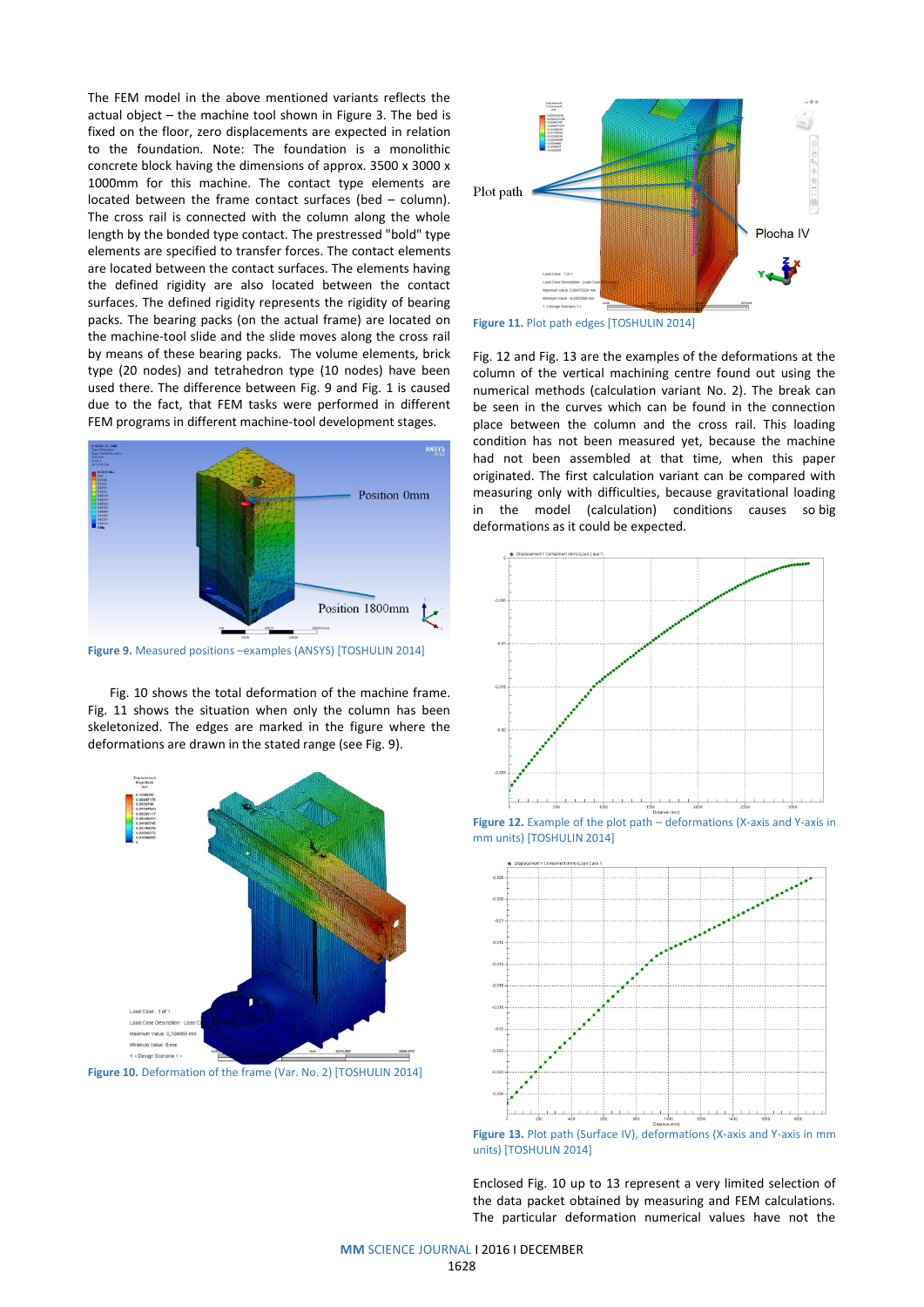The FEM model in the above mentioned variants reflects the actual object – the machine tool shown in Figure 3. The bed is fixed on the floor, zero displacements are expected in relation to the foundation. Note: The foundation is a monolithic concrete block having the dimensions of approx. 3500 x 3000 x 1000mm for this machine. The contact type elements are located between the frame contact surfaces (bed – column). The cross rail is connected with the column along the whole length by the bonded type contact. The prestressed "bold" type elements are specified to transfer forces. The contact elements are located between the contact surfaces. The elements having the defined rigidity are also located between the contact surfaces. The defined rigidity represents the rigidity of bearing packs. The bearing packs (on the actual frame) are located on the machine-tool slide and the slide moves along the cross rail by means of these bearing packs. The volume elements, brick type (20 nodes) and tetrahedron type (10 nodes) have been used there. The difference between Fig. 9 and Fig. 1 is caused due to the fact, that FEM tasks were performed in different FEM programs in different machine-tool development stages.

**Figure 9.** Measured positions –examples (ANSYS) [TOSHULIN 2014]

Fig. 10 shows the total deformation of the machine frame. Fig. 11 shows the situation when only the column has been skeletonized. The edges are marked in the figure where the deformations are drawn in the stated range (see Fig. 9).

**Figure 10.** Deformation of the frame (Var. No. 2) [TOSHULIN 2014]

**Figure 11.** Plot path edges [TOSHULIN 2014]

Fig. 12 and Fig. 13 are the examples of the deformations at the column of the vertical machining centre found out using the numerical methods (calculation variant No. 2). The break can be seen in the curves which can be found in the connection place between the column and the cross rail. This loading condition has not been measured yet, because the machine had not been assembled at that time, when this paper originated. The first calculation variant can be compared with measuring only with difficulties, because gravitational loading in the model (calculation) conditions causes so big deformations as it could be expected.

**Figure 12.** Example of the plot path – deformations (X-axis and Y-axis in mm units) [TOSHULIN 2014]

**Figure 13.** Plot path (Surface IV), deformations (X-axis and Y-axis in mm units) [TOSHULIN 2014]

Enclosed Fig. 10 up to 13 represent a very limited selection of the data packet obtained by measuring and FEM calculations. The particular deformation numerical values have not the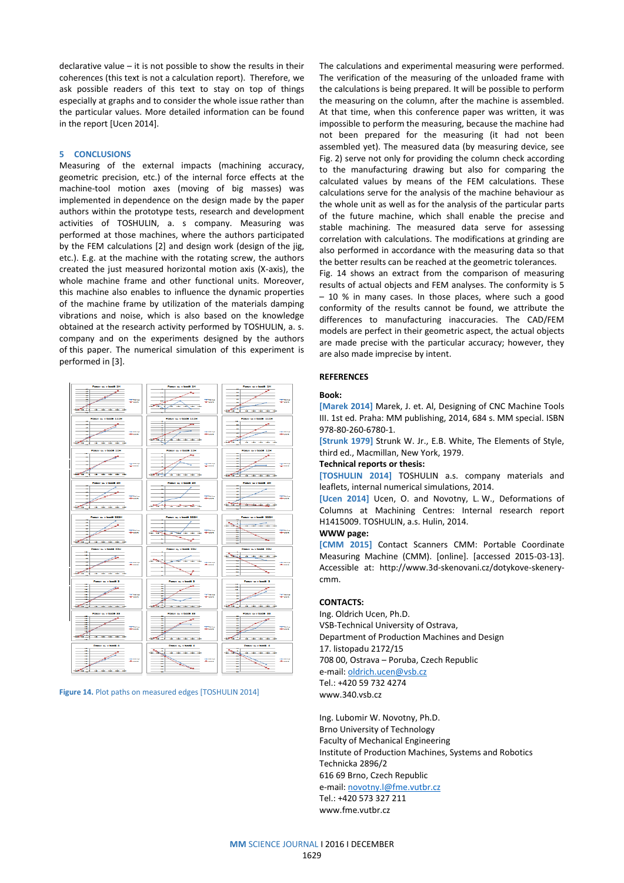declarative value – it is not possible to show the results in their coherences (this text is not a calculation report). Therefore, we ask possible readers of this text to stay on top of things especially at graphs and to consider the whole issue rather than the particular values. More detailed information can be found in the report [Ucen 2014].

## 5 CONCLUSIONS

Measuring of the external impacts (machining accuracy, geometric precision, etc.) of the internal force effects at the machine-tool motion axes (moving of big masses) was implemented in dependence on the design made by the paper authors within the prototype tests, research and development activities of TOSHULIN, a. s company. Measuring was performed at those machines, where the authors participated by the FEM calculations [2] and design work (design of the jig, etc.). E.g. at the machine with the rotating screw, the authors created the just measured horizontal motion axis (X-axis), the whole machine frame and other functional units. Moreover, this machine also enables to influence the dynamic properties of the machine frame by utilization of the materials damping vibrations and noise, which is also based on the knowledge obtained at the research activity performed by TOSHULIN, a. s. company and on the experiments designed by the authors of this paper. The numerical simulation of this experiment is performed in [3].

Figure 14. Plot paths on measured edges [TOSHULIN 2014]

The calculations and experimental measuring were performed. The verification of the measuring of the unloaded frame with the calculations is being prepared. It will be possible to perform the measuring on the column, after the machine is assembled. At that time, when this conference paper was written, it was impossible to perform the measuring, because the machine had not been prepared for the measuring (it had not been assembled yet). The measured data (by measuring device, see Fig. 2) serve not only for providing the column check according to the manufacturing drawing but also for comparing the calculated values by means of the FEM calculations. These calculations serve for the analysis of the machine behaviour as the whole unit as well as for the analysis of the particular parts of the future machine, which shall enable the precise and stable machining. The measured data serve for assessing correlation with calculations. The modifications at grinding are also performed in accordance with the measuring data so that the better results can be reached at the geometric tolerances.

Fig. 14 shows an extract from the comparison of measuring results of actual objects and FEM analyses. The conformity is 5 – 10 % in many cases. In those places, where such a good conformity of the results cannot be found, we attribute the differences to manufacturing inaccuracies. The CAD/FEM models are perfect in their geometric aspect, the actual objects are made precise with the particular accuracy; however, they are also made imprecise by intent.

## REFERENCES

**Book:**

[Marek 2014] Marek, J. et. Al, Designing of CNC Machine Tools III. 1st ed. Praha: MM publishing, 2014, 684 s. MM special. ISBN 978-80-260-6780-1.

[Strunk 1979] Strunk W. Jr., E.B. White, The Elements of Style, third ed., Macmillan, New York, 1979.

**Technical reports or thesis:**

[TOSHULIN 2014] TOSHULIN a.s. company materials and leaflets, internal numerical simulations, 2014.

[Ucen 2014] Ucen, O. and Novotny, L. W., Deformations of Columns at Machining Centres: Internal research report H1415009. TOSHULIN, a.s. Hulin, 2014.

**WWW page:**

[CMM 2015] Contact Scanners CMM: Portable Coordinate Measuring Machine (CMM). [online]. [accessed 2015-03-13]. Accessible at: http://www.3d-skenovani.cz/dotykove-skenery-cmm.

## CONTACTS:

Ing. Oldrich Ucen, Ph.D.
VSB-Technical University of Ostrava,
Department of Production Machines and Design
17. listopadu 2172/15
708 00, Ostrava – Poruba, Czech Republic
e-mail: oldrich.ucen@vsb.cz
Tel.: +420 59 732 4274
www.340.vsb.cz

Ing. Lubomir W. Novotny, Ph.D.
Brno University of Technology
Faculty of Mechanical Engineering
Institute of Production Machines, Systems and Robotics
Technicka 2896/2
616 69 Brno, Czech Republic
e-mail: novotny.l@fme.vutbr.cz
Tel.: +420 573 327 211
www.fme.vutbr.cz